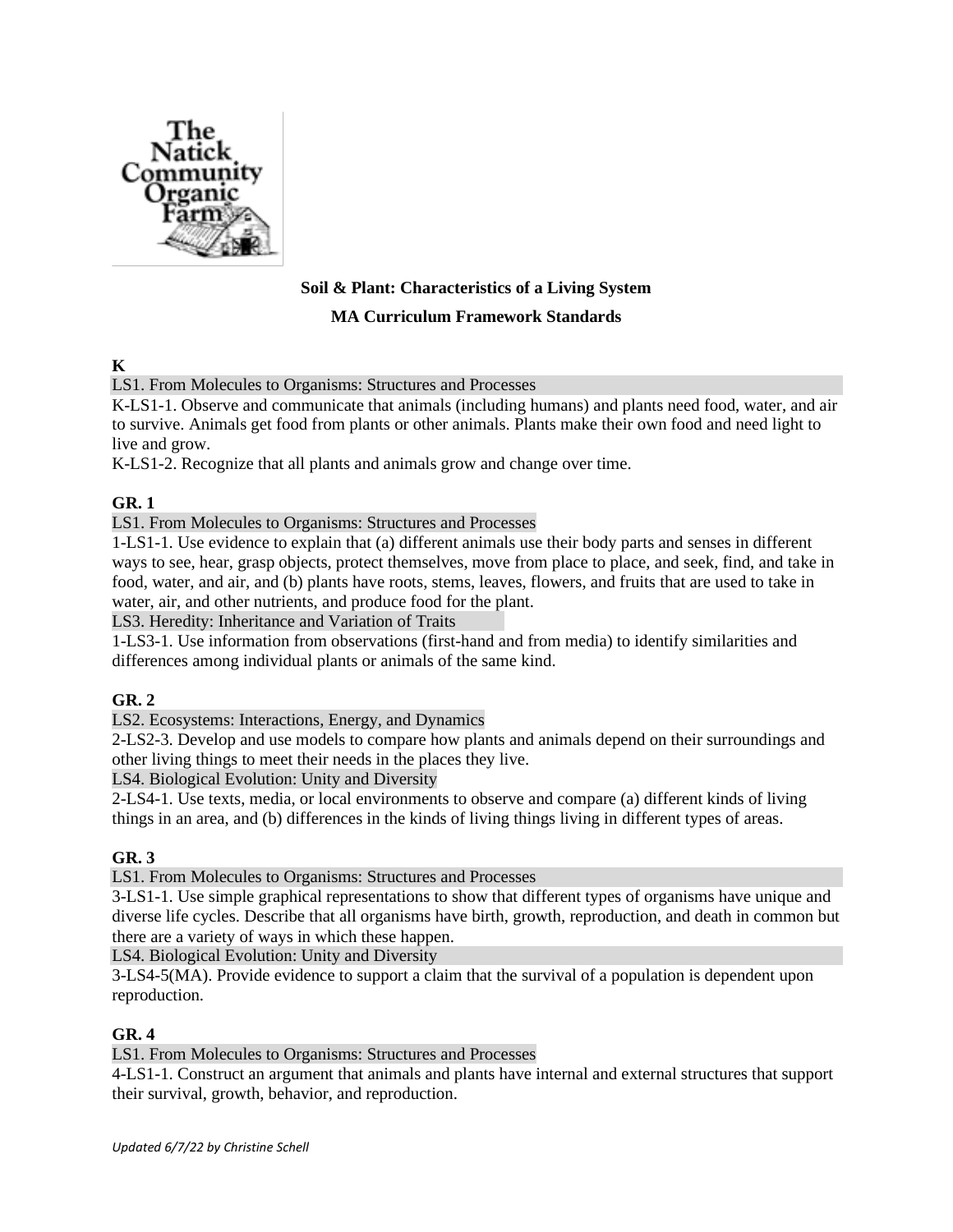**Soil & Plant: Characteristics of a Living System**

**MA Curriculum Framework Standards**

**K**

LS1. From Molecules to Organisms: Structures and Processes

K-LS1-1. Observe and communicate that animals (including humans) and plants need food, water, and air to survive. Animals get food from plants or other animals. Plants make their own food and need light to live and grow.

K-LS1-2. Recognize that all plants and animals grow and change over time.

**GR. 1**

LS1. From Molecules to Organisms: Structures and Processes

1-LS1-1. Use evidence to explain that (a) different animals use their body parts and senses in different ways to see, hear, grasp objects, protect themselves, move from place to place, and seek, find, and take in food, water, and air, and (b) plants have roots, stems, leaves, flowers, and fruits that are used to take in water, air, and other nutrients, and produce food for the plant.

LS3. Heredity: Inheritance and Variation of Traits

1-LS3-1. Use information from observations (first-hand and from media) to identify similarities and differences among individual plants or animals of the same kind.

**GR. 2**

LS2. Ecosystems: Interactions, Energy, and Dynamics

2-LS2-3. Develop and use models to compare how plants and animals depend on their surroundings and other living things to meet their needs in the places they live.

LS4. Biological Evolution: Unity and Diversity

2-LS4-1. Use texts, media, or local environments to observe and compare (a) different kinds of living things in an area, and (b) differences in the kinds of living things living in different types of areas.

**GR. 3**

LS1. From Molecules to Organisms: Structures and Processes

3-LS1-1. Use simple graphical representations to show that different types of organisms have unique and diverse life cycles. Describe that all organisms have birth, growth, reproduction, and death in common but there are a variety of ways in which these happen.

LS4. Biological Evolution: Unity and Diversity

3-LS4-5(MA). Provide evidence to support a claim that the survival of a population is dependent upon reproduction.

**GR. 4**

LS1. From Molecules to Organisms: Structures and Processes

4-LS1-1. Construct an argument that animals and plants have internal and external structures that support their survival, growth, behavior, and reproduction.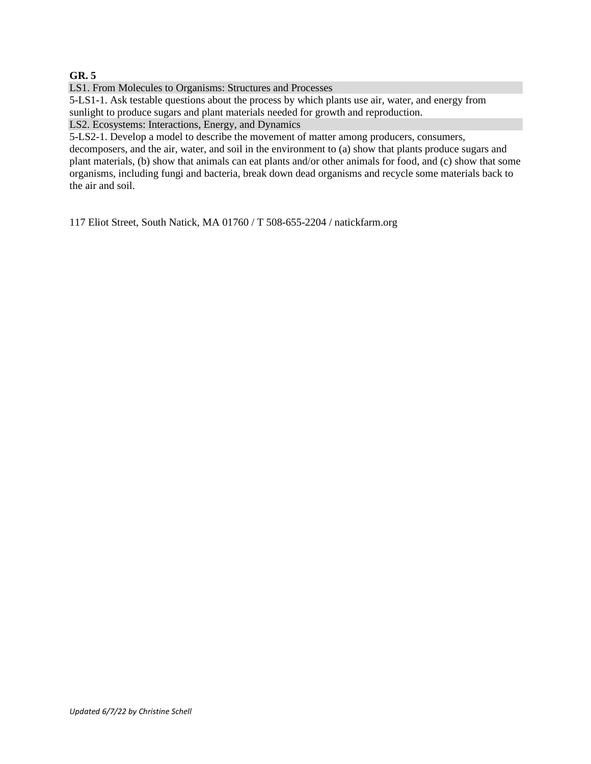**GR. 5**

LS1. From Molecules to Organisms: Structures and Processes

5-LS1-1. Ask testable questions about the process by which plants use air, water, and energy from sunlight to produce sugars and plant materials needed for growth and reproduction.

LS2. Ecosystems: Interactions, Energy, and Dynamics

5-LS2-1. Develop a model to describe the movement of matter among producers, consumers, decomposers, and the air, water, and soil in the environment to (a) show that plants produce sugars and plant materials, (b) show that animals can eat plants and/or other animals for food, and (c) show that some organisms, including fungi and bacteria, break down dead organisms and recycle some materials back to the air and soil.

117 Eliot Street, South Natick, MA 01760 / T 508-655-2204 / natickfarm.org

*Updated 6/7/22 by Christine Schell*